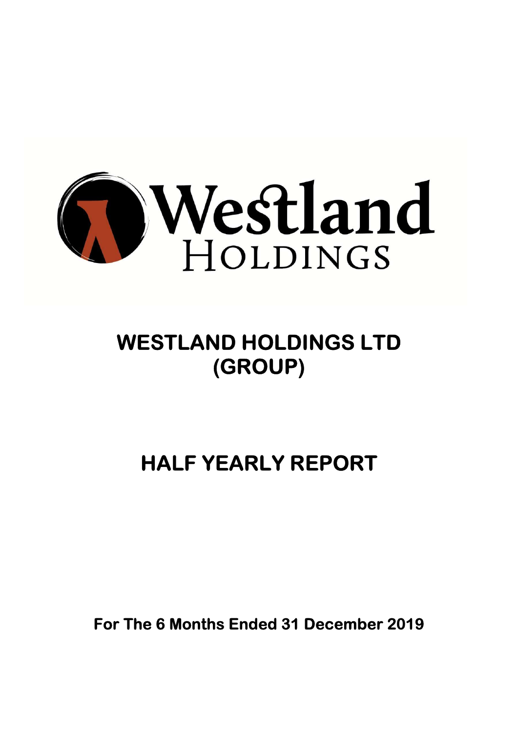Westland Holdings

# WESTLAND HOLDINGS LTD (GROUP)

# HALF YEARLY REPORT

**For The 6 Months Ended 31 December 2019**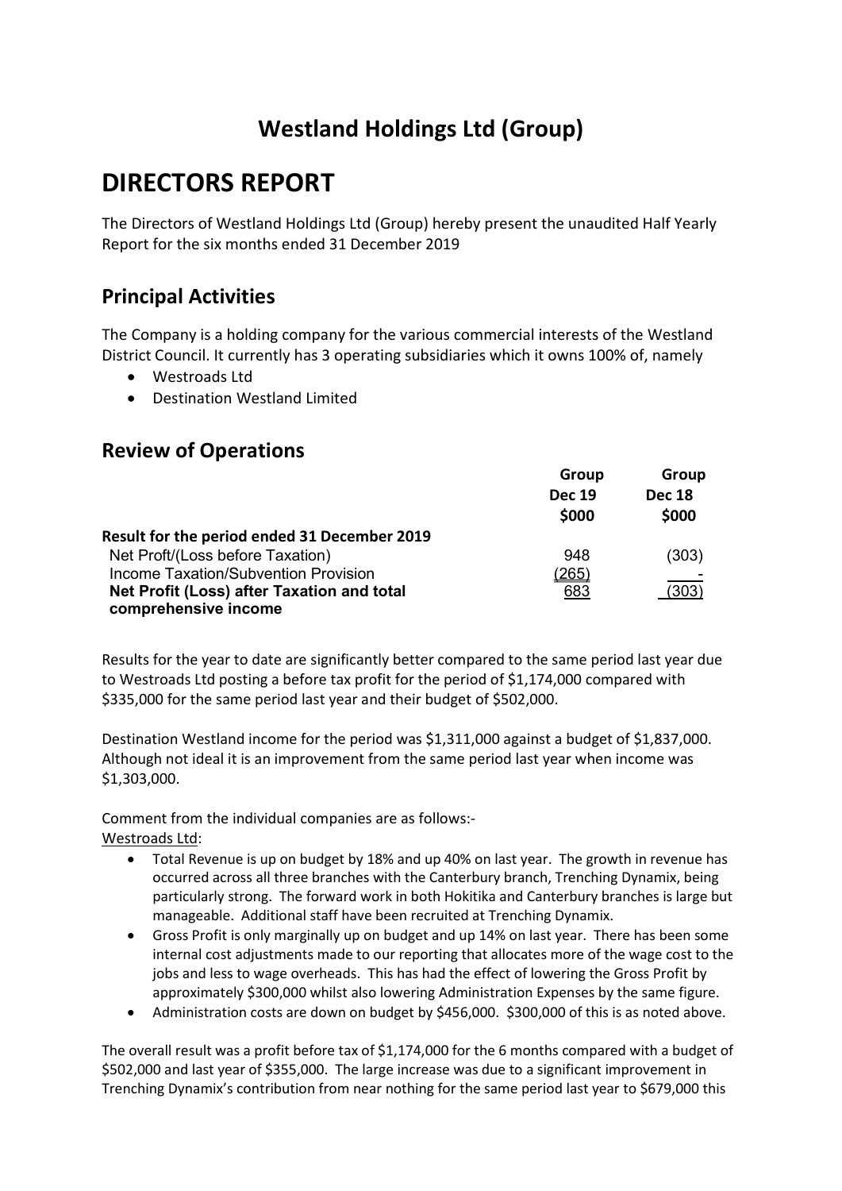# Westland Holdings Ltd (Group)

# DIRECTORS REPORT

The Directors of Westland Holdings Ltd (Group) hereby present the unaudited Half Yearly Report for the six months ended 31 December 2019

## Principal Activities

The Company is a holding company for the various commercial interests of the Westland District Council. It currently has 3 operating subsidiaries which it owns 100% of, namely

- Westroads Ltd
- Destination Westland Limited

## Review of Operations

| | Group Dec 19 $000 | Group Dec 18 $000 |
|---|---|---|
| **Result for the period ended 31 December 2019** | | |
| Net Proft/(Loss before Taxation) | 948 | (303) |
| Income Taxation/Subvention Provision | (265) | - |
| **Net Profit (Loss) after Taxation and total comprehensive income** | 683 | (303) |

Results for the year to date are significantly better compared to the same period last year due to Westroads Ltd posting a before tax profit for the period of $1,174,000 compared with $335,000 for the same period last year and their budget of $502,000.

Destination Westland income for the period was $1,311,000 against a budget of $1,837,000. Although not ideal it is an improvement from the same period last year when income was $1,303,000.

Comment from the individual companies are as follows:-
Westroads Ltd:

- Total Revenue is up on budget by 18% and up 40% on last year. The growth in revenue has occurred across all three branches with the Canterbury branch, Trenching Dynamix, being particularly strong. The forward work in both Hokitika and Canterbury branches is large but manageable. Additional staff have been recruited at Trenching Dynamix.
- Gross Profit is only marginally up on budget and up 14% on last year. There has been some internal cost adjustments made to our reporting that allocates more of the wage cost to the jobs and less to wage overheads. This has had the effect of lowering the Gross Profit by approximately $300,000 whilst also lowering Administration Expenses by the same figure.
- Administration costs are down on budget by $456,000. $300,000 of this is as noted above.

The overall result was a profit before tax of $1,174,000 for the 6 months compared with a budget of $502,000 and last year of $355,000. The large increase was due to a significant improvement in Trenching Dynamix's contribution from near nothing for the same period last year to $679,000 this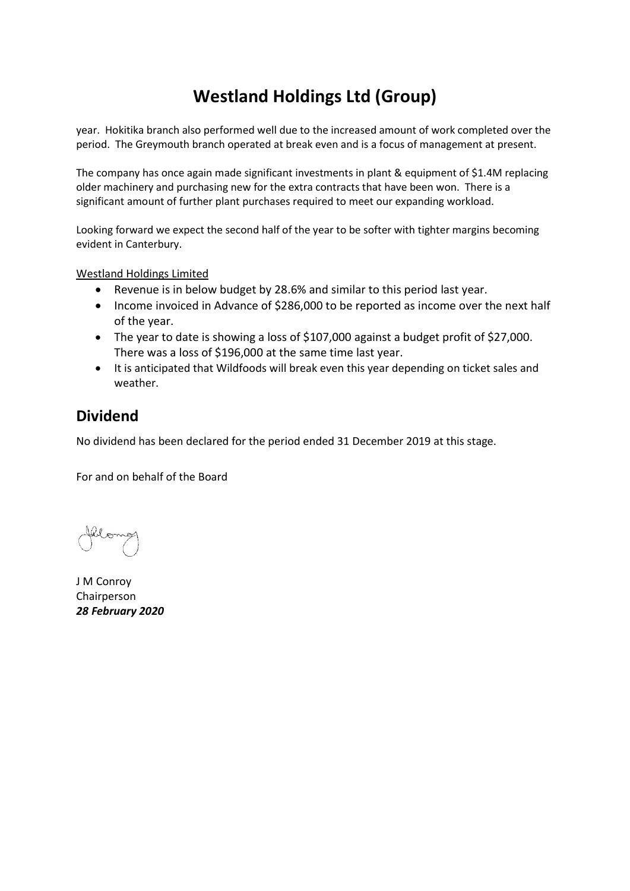# Westland Holdings Ltd (Group)

year. Hokitika branch also performed well due to the increased amount of work completed over the period. The Greymouth branch operated at break even and is a focus of management at present.

The company has once again made significant investments in plant & equipment of $1.4M replacing older machinery and purchasing new for the extra contracts that have been won. There is a significant amount of further plant purchases required to meet our expanding workload.

Looking forward we expect the second half of the year to be softer with tighter margins becoming evident in Canterbury.

Westland Holdings Limited

- Revenue is in below budget by 28.6% and similar to this period last year.
- Income invoiced in Advance of $286,000 to be reported as income over the next half of the year.
- The year to date is showing a loss of $107,000 against a budget profit of $27,000. There was a loss of $196,000 at the same time last year.
- It is anticipated that Wildfoods will break even this year depending on ticket sales and weather.

## Dividend

No dividend has been declared for the period ended 31 December 2019 at this stage.

For and on behalf of the Board

J M Conroy
Chairperson
***28 February 2020***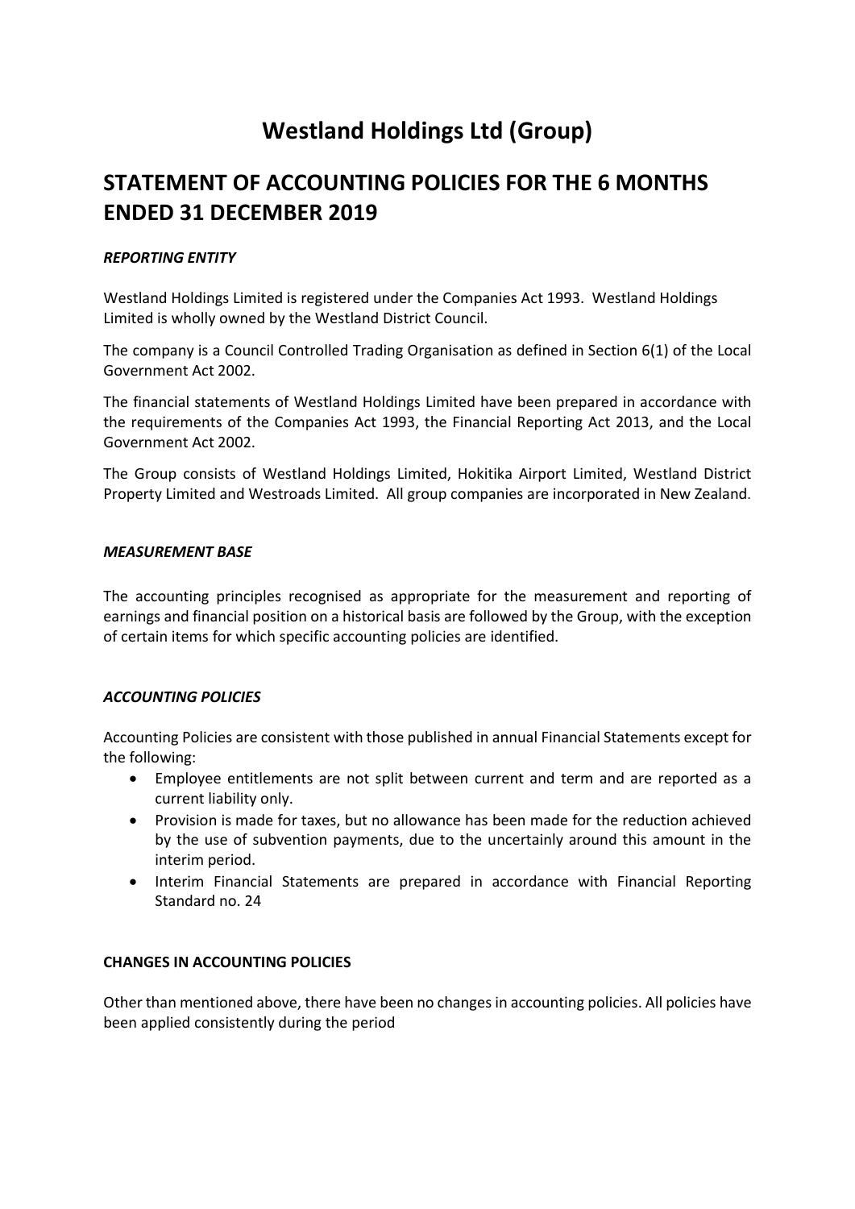# Westland Holdings Ltd (Group)

## STATEMENT OF ACCOUNTING POLICIES FOR THE 6 MONTHS ENDED 31 DECEMBER 2019

### *REPORTING ENTITY*

Westland Holdings Limited is registered under the Companies Act 1993. Westland Holdings Limited is wholly owned by the Westland District Council.

The company is a Council Controlled Trading Organisation as defined in Section 6(1) of the Local Government Act 2002.

The financial statements of Westland Holdings Limited have been prepared in accordance with the requirements of the Companies Act 1993, the Financial Reporting Act 2013, and the Local Government Act 2002.

The Group consists of Westland Holdings Limited, Hokitika Airport Limited, Westland District Property Limited and Westroads Limited. All group companies are incorporated in New Zealand.

### *MEASUREMENT BASE*

The accounting principles recognised as appropriate for the measurement and reporting of earnings and financial position on a historical basis are followed by the Group, with the exception of certain items for which specific accounting policies are identified.

### *ACCOUNTING POLICIES*

Accounting Policies are consistent with those published in annual Financial Statements except for the following:

- Employee entitlements are not split between current and term and are reported as a current liability only.
- Provision is made for taxes, but no allowance has been made for the reduction achieved by the use of subvention payments, due to the uncertainly around this amount in the interim period.
- Interim Financial Statements are prepared in accordance with Financial Reporting Standard no. 24

### CHANGES IN ACCOUNTING POLICIES

Other than mentioned above, there have been no changes in accounting policies. All policies have been applied consistently during the period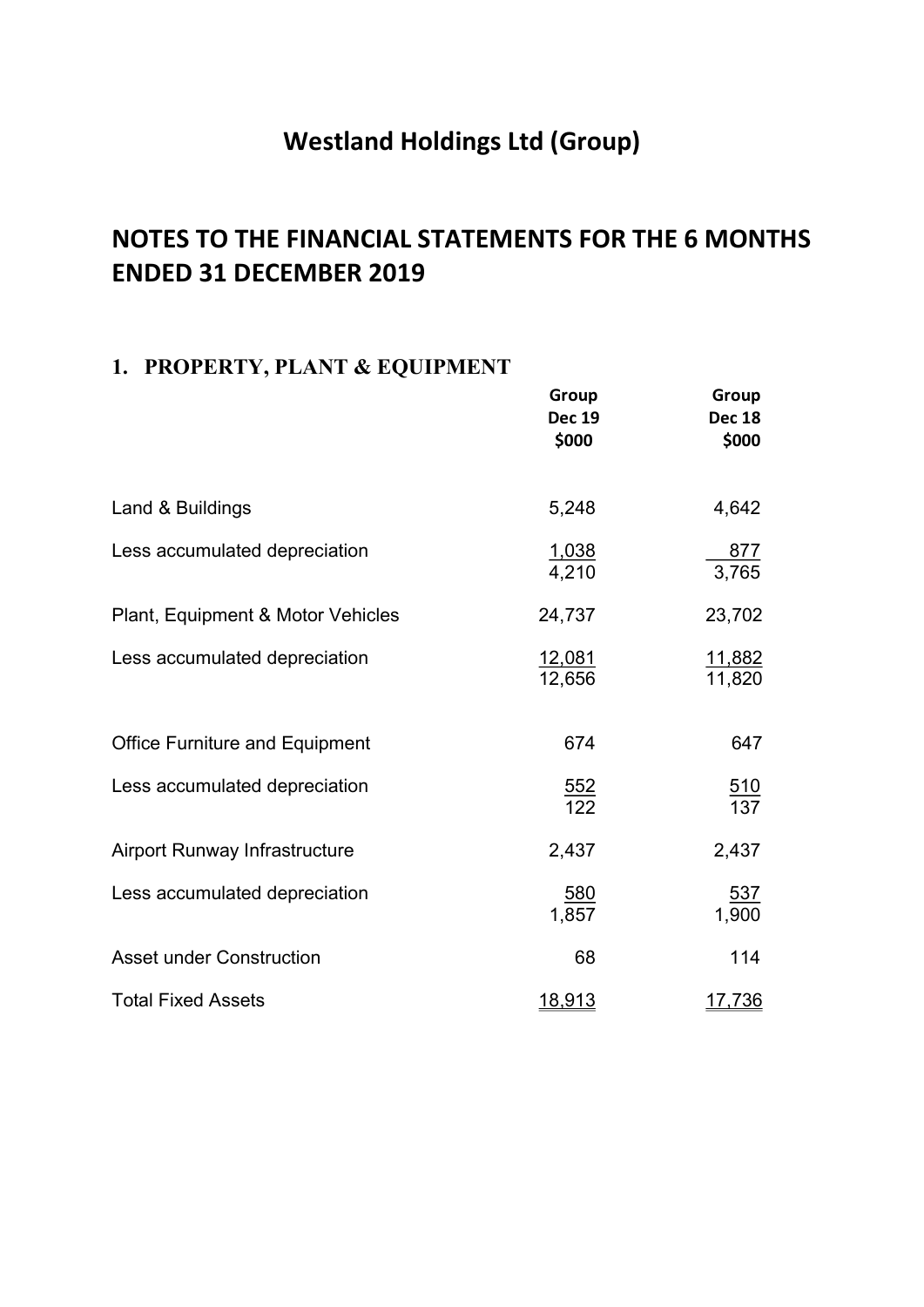# Westland Holdings Ltd (Group)

## NOTES TO THE FINANCIAL STATEMENTS FOR THE 6 MONTHS ENDED 31 DECEMBER 2019

### 1. PROPERTY, PLANT & EQUIPMENT

| | Group Dec 19 $000 | Group Dec 18 $000 |
|---|---|---|
| Land & Buildings | 5,248 | 4,642 |
| Less accumulated depreciation | 1,038 | 877 |
| | 4,210 | 3,765 |
| Plant, Equipment & Motor Vehicles | 24,737 | 23,702 |
| Less accumulated depreciation | 12,081 | 11,882 |
| | 12,656 | 11,820 |
| Office Furniture and Equipment | 674 | 647 |
| Less accumulated depreciation | 552 | 510 |
| | 122 | 137 |
| Airport Runway Infrastructure | 2,437 | 2,437 |
| Less accumulated depreciation | 580 | 537 |
| | 1,857 | 1,900 |
| Asset under Construction | 68 | 114 |
| Total Fixed Assets | 18,913 | 17,736 |